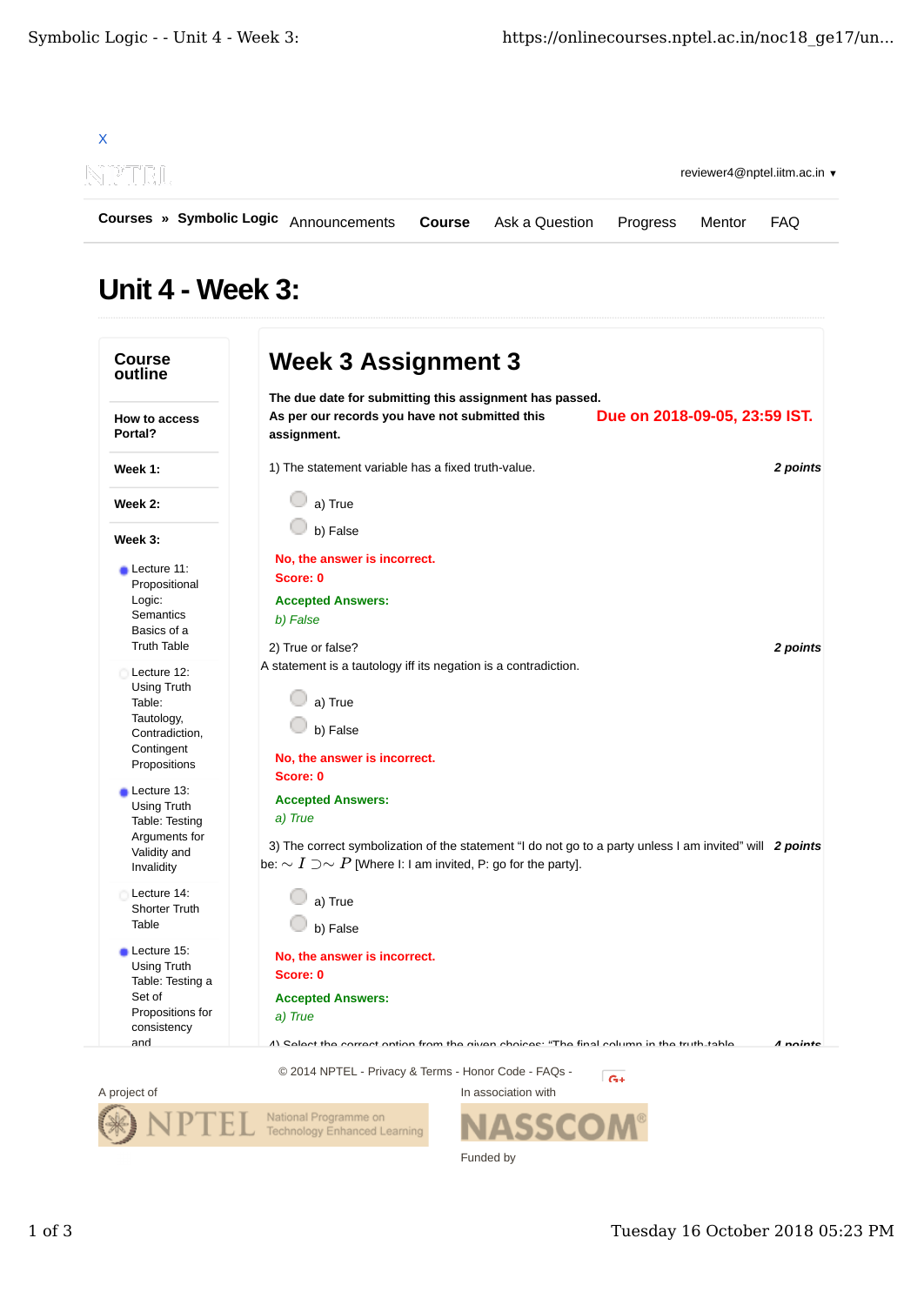X

reviewer4@nptel.iitm.ac.in ▾

**Courses » Symbolic Logic** Announcements **Course** Ask a Question Progress Mentor FAQ

# Unit 4 - Week 3:

**Course outline**

**How to access Portal?**

**Week 1:**

**Week 2:**

**Week 3:**

- Lecture 11: Propositional Logic: Semantics Basics of a Truth Table
- Lecture 12: Using Truth Table: Tautology, Contradiction, Contingent Propositions
- Lecture 13: Using Truth Table: Testing Arguments for Validity and Invalidity
- Lecture 14: Shorter Truth Table
- Lecture 15: Using Truth Table: Testing a Set of Propositions for consistency and

## Week 3 Assignment 3

**The due date for submitting this assignment has passed.**
**As per our records you have not submitted this assignment.**

**Due on 2018-09-05, 23:59 IST.**

1) The statement variable has a fixed truth-value. ***2 points***

- a) True
- b) False

**No, the answer is incorrect.**
**Score: 0**

**Accepted Answers:**
*b) False*

2) True or false? ***2 points***
A statement is a tautology iff its negation is a contradiction.

- a) True
- b) False

**No, the answer is incorrect.**
**Score: 0**

**Accepted Answers:**
*a) True*

3) The correct symbolization of the statement "I do not go to a party unless I am invited" will be: $\sim I \supset \sim P$ [Where I: I am invited, P: go for the party]. ***2 points***

- a) True
- b) False

**No, the answer is incorrect.**
**Score: 0**

**Accepted Answers:**
*a) True*

4) Select the correct option from the given choices: "The final column in the truth-table ***4 points***

© 2014 NPTEL - Privacy & Terms - Honor Code - FAQs -

A project of

In association with

Funded by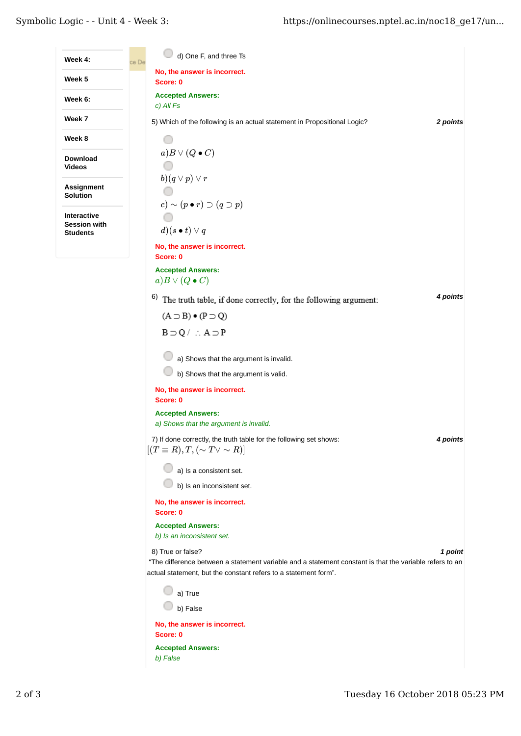- Week 4:
- Week 5
- Week 6:
- Week 7
- Week 8
- Download Videos
- Assignment Solution
- Interactive Session with Students

d) One F, and three Ts

**No, the answer is incorrect.**
**Score: 0**

**Accepted Answers:**
*c) All Fs*

5) Which of the following is an actual statement in Propositional Logic? ***2 points***

$a) B \vee (Q \bullet C)$

$b) (q \vee p) \vee r$

$c) \sim (p \bullet r) \supset (q \supset p)$

$d) (s \bullet t) \vee q$

**No, the answer is incorrect.**
**Score: 0**

**Accepted Answers:**
$a) B \vee (Q \bullet C)$

6) The truth table, if done correctly, for the following argument: ***4 points***

$(A \supset B) \bullet (P \supset Q)$

$B \supset Q \; / \; \therefore \; A \supset P$

a) Shows that the argument is invalid.

b) Shows that the argument is valid.

**No, the answer is incorrect.**
**Score: 0**

**Accepted Answers:**
*a) Shows that the argument is invalid.*

7) If done correctly, the truth table for the following set shows: ***4 points***

$[(T \equiv R), T, (\sim T \vee \sim R)]$

a) Is a consistent set.

b) Is an inconsistent set.

**No, the answer is incorrect.**
**Score: 0**

**Accepted Answers:**
*b) Is an inconsistent set.*

8) True or false? ***1 point***

"The difference between a statement variable and a statement constant is that the variable refers to an actual statement, but the constant refers to a statement form".

a) True

b) False

**No, the answer is incorrect.**
**Score: 0**

**Accepted Answers:**
*b) False*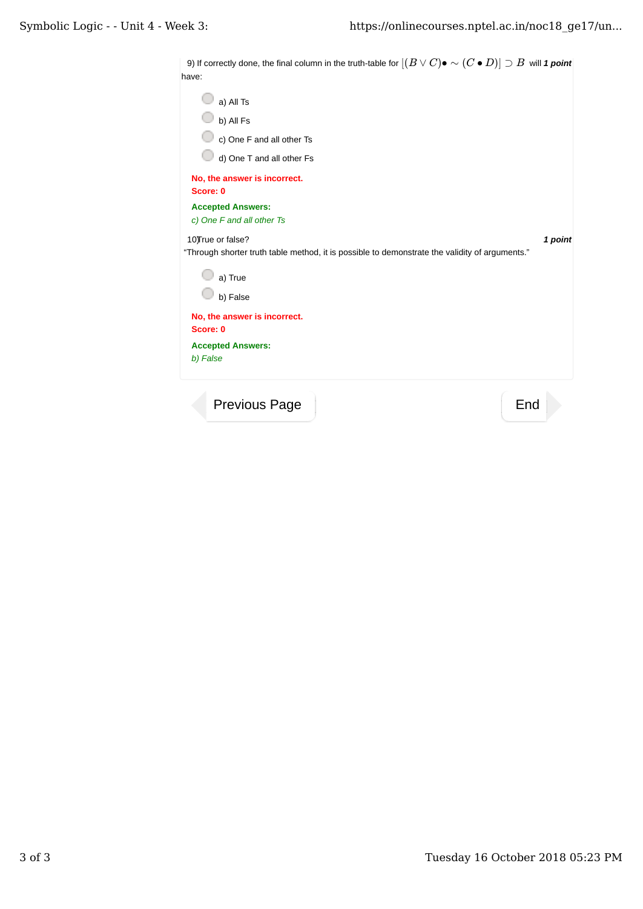9) If correctly done, the final column in the truth-table for $[(B \vee C)\bullet \sim (C \bullet D)] \supset B$ will have: ***1 point***

a) All Ts

b) All Fs

c) One F and all other Ts

d) One T and all other Fs

**No, the answer is incorrect.**
**Score: 0**

**Accepted Answers:**
*c) One F and all other Ts*

10) True or false? ***1 point***

"Through shorter truth table method, it is possible to demonstrate the validity of arguments."

a) True

b) False

**No, the answer is incorrect.**
**Score: 0**

**Accepted Answers:**
*b) False*

Previous Page

End